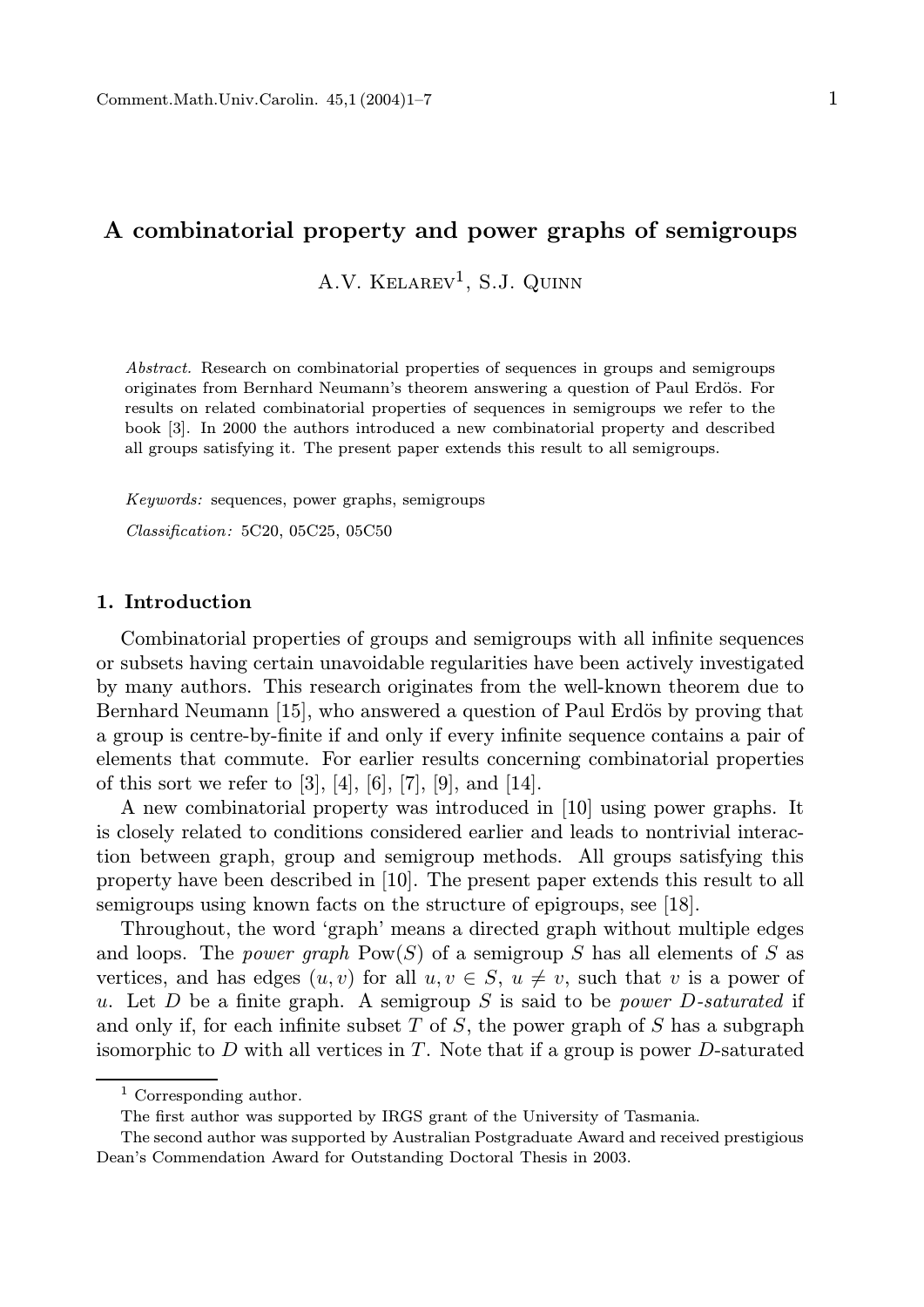# A combinatorial property and power graphs of semigroups

A.V. Kelarev[1], S.J. Quinn

*Abstract.* Research on combinatorial properties of sequences in groups and semigroups originates from Bernhard Neumann's theorem answering a question of Paul Erdös. For results on related combinatorial properties of sequences in semigroups we refer to the book [3]. In 2000 the authors introduced a new combinatorial property and described all groups satisfying it. The present paper extends this result to all semigroups.

*Keywords:* sequences, power graphs, semigroups

*Classification:* 5C20, 05C25, 05C50

## 1. Introduction

Combinatorial properties of groups and semigroups with all infinite sequences or subsets having certain unavoidable regularities have been actively investigated by many authors. This research originates from the well-known theorem due to Bernhard Neumann [15], who answered a question of Paul Erdös by proving that a group is centre-by-finite if and only if every infinite sequence contains a pair of elements that commute. For earlier results concerning combinatorial properties of this sort we refer to [3], [4], [6], [7], [9], and [14].

A new combinatorial property was introduced in [10] using power graphs. It is closely related to conditions considered earlier and leads to nontrivial interaction between graph, group and semigroup methods. All groups satisfying this property have been described in [10]. The present paper extends this result to all semigroups using known facts on the structure of epigroups, see [18].

Throughout, the word 'graph' means a directed graph without multiple edges and loops. The *power graph* $\mathrm{Pow}(S)$ of a semigroup $S$ has all elements of $S$ as vertices, and has edges $(u, v)$ for all $u, v \in S$, $u \neq v$, such that $v$ is a power of $u$. Let $D$ be a finite graph. A semigroup $S$ is said to be *power $D$-saturated* if and only if, for each infinite subset $T$ of $S$, the power graph of $S$ has a subgraph isomorphic to $D$ with all vertices in $T$. Note that if a group is power $D$-saturated

---

[1] Corresponding author.

The first author was supported by IRGS grant of the University of Tasmania.

The second author was supported by Australian Postgraduate Award and received prestigious Dean's Commendation Award for Outstanding Doctoral Thesis in 2003.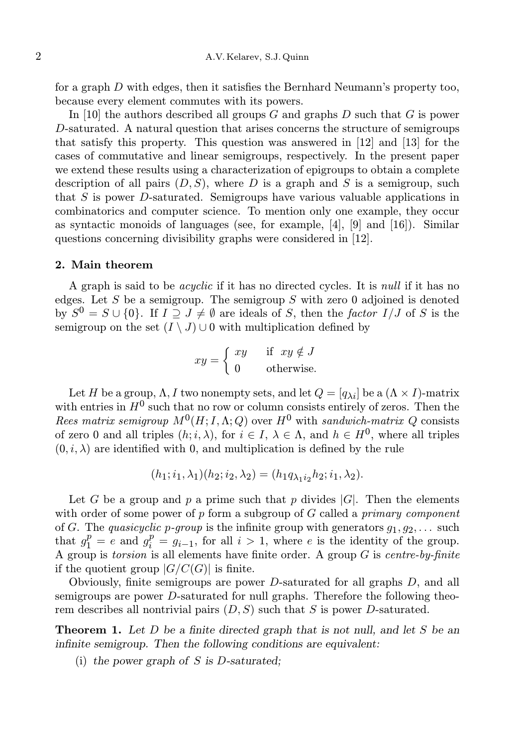for a graph $D$ with edges, then it satisfies the Bernhard Neumann's property too, because every element commutes with its powers.

In [10] the authors described all groups $G$ and graphs $D$ such that $G$ is power $D$-saturated. A natural question that arises concerns the structure of semigroups that satisfy this property. This question was answered in [12] and [13] for the cases of commutative and linear semigroups, respectively. In the present paper we extend these results using a characterization of epigroups to obtain a complete description of all pairs $(D, S)$, where $D$ is a graph and $S$ is a semigroup, such that $S$ is power $D$-saturated. Semigroups have various valuable applications in combinatorics and computer science. To mention only one example, they occur as syntactic monoids of languages (see, for example, [4], [9] and [16]). Similar questions concerning divisibility graphs were considered in [12].

## 2. Main theorem

A graph is said to be *acyclic* if it has no directed cycles. It is *null* if it has no edges. Let $S$ be a semigroup. The semigroup $S$ with zero 0 adjoined is denoted by $S^0 = S \cup \{0\}$. If $I \supseteq J \neq \emptyset$ are ideals of $S$, then the *factor* $I/J$ of $S$ is the semigroup on the set $(I \setminus J) \cup 0$ with multiplication defined by

$$xy = \begin{cases} xy & \text{if } xy \notin J \\ 0 & \text{otherwise.} \end{cases}$$

Let $H$ be a group, $\Lambda, I$ two nonempty sets, and let $Q = [q_{\lambda i}]$ be a $(\Lambda \times I)$-matrix with entries in $H^0$ such that no row or column consists entirely of zeros. Then the *Rees matrix semigroup* $M^0(H; I, \Lambda; Q)$ over $H^0$ with *sandwich-matrix* $Q$ consists of zero 0 and all triples $(h; i, \lambda)$, for $i \in I$, $\lambda \in \Lambda$, and $h \in H^0$, where all triples $(0, i, \lambda)$ are identified with 0, and multiplication is defined by the rule

$$(h_1; i_1, \lambda_1)(h_2; i_2, \lambda_2) = (h_1 q_{\lambda_1 i_2} h_2; i_1, \lambda_2).$$

Let $G$ be a group and $p$ a prime such that $p$ divides $|G|$. Then the elements with order of some power of $p$ form a subgroup of $G$ called a *primary component* of $G$. The *quasicyclic p-group* is the infinite group with generators $g_1, g_2, \ldots$ such that $g_1^p = e$ and $g_i^p = g_{i-1}$, for all $i > 1$, where $e$ is the identity of the group. A group is *torsion* is all elements have finite order. A group $G$ is *centre-by-finite* if the quotient group $|G/C(G)|$ is finite.

Obviously, finite semigroups are power $D$-saturated for all graphs $D$, and all semigroups are power $D$-saturated for null graphs. Therefore the following theorem describes all nontrivial pairs $(D, S)$ such that $S$ is power $D$-saturated.

**Theorem 1.** *Let $D$ be a finite directed graph that is not null, and let $S$ be an infinite semigroup. Then the following conditions are equivalent:*

(i) *the power graph of $S$ is $D$-saturated;*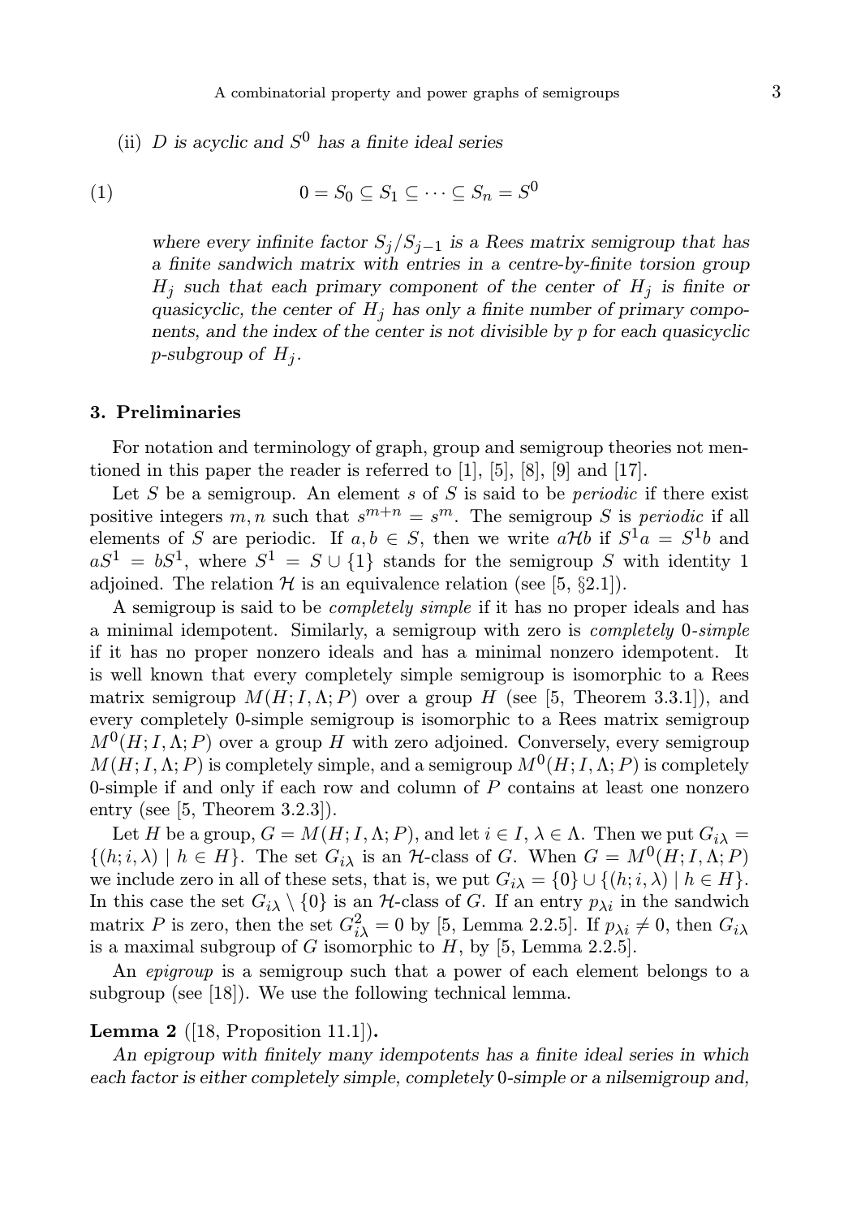(ii) *$D$ is acyclic and $S^0$ has a finite ideal series*

$$0 = S_0 \subseteq S_1 \subseteq \cdots \subseteq S_n = S^0 \tag{1}$$

*where every infinite factor $S_j/S_{j-1}$ is a Rees matrix semigroup that has a finite sandwich matrix with entries in a centre-by-finite torsion group $H_j$ such that each primary component of the center of $H_j$ is finite or quasicyclic, the center of $H_j$ has only a finite number of primary components, and the index of the center is not divisible by $p$ for each quasicyclic $p$-subgroup of $H_j$.*

## 3. Preliminaries

For notation and terminology of graph, group and semigroup theories not mentioned in this paper the reader is referred to [1], [5], [8], [9] and [17].

Let $S$ be a semigroup. An element $s$ of $S$ is said to be *periodic* if there exist positive integers $m, n$ such that $s^{m+n} = s^m$. The semigroup $S$ is *periodic* if all elements of $S$ are periodic. If $a, b \in S$, then we write $a\mathcal{H}b$ if $S^1a = S^1b$ and $aS^1 = bS^1$, where $S^1 = S \cup \{1\}$ stands for the semigroup $S$ with identity 1 adjoined. The relation $\mathcal{H}$ is an equivalence relation (see [5, §2.1]).

A semigroup is said to be *completely simple* if it has no proper ideals and has a minimal idempotent. Similarly, a semigroup with zero is *completely 0-simple* if it has no proper nonzero ideals and has a minimal nonzero idempotent. It is well known that every completely simple semigroup is isomorphic to a Rees matrix semigroup $M(H; I, \Lambda; P)$ over a group $H$ (see [5, Theorem 3.3.1]), and every completely 0-simple semigroup is isomorphic to a Rees matrix semigroup $M^0(H; I, \Lambda; P)$ over a group $H$ with zero adjoined. Conversely, every semigroup $M(H; I, \Lambda; P)$ is completely simple, and a semigroup $M^0(H; I, \Lambda; P)$ is completely 0-simple if and only if each row and column of $P$ contains at least one nonzero entry (see [5, Theorem 3.2.3]).

Let $H$ be a group, $G = M(H; I, \Lambda; P)$, and let $i \in I$, $\lambda \in \Lambda$. Then we put $G_{i\lambda} = \{(h; i, \lambda) \mid h \in H\}$. The set $G_{i\lambda}$ is an $\mathcal{H}$-class of $G$. When $G = M^0(H; I, \Lambda; P)$ we include zero in all of these sets, that is, we put $G_{i\lambda} = \{0\} \cup \{(h; i, \lambda) \mid h \in H\}$. In this case the set $G_{i\lambda} \setminus \{0\}$ is an $\mathcal{H}$-class of $G$. If an entry $p_{\lambda i}$ in the sandwich matrix $P$ is zero, then the set $G_{i\lambda}^2 = 0$ by [5, Lemma 2.2.5]. If $p_{\lambda i} \neq 0$, then $G_{i\lambda}$ is a maximal subgroup of $G$ isomorphic to $H$, by [5, Lemma 2.2.5].

An *epigroup* is a semigroup such that a power of each element belongs to a subgroup (see [18]). We use the following technical lemma.

**Lemma 2** ([18, Proposition 11.1])**.**

*An epigroup with finitely many idempotents has a finite ideal series in which each factor is either completely simple, completely 0-simple or a nilsemigroup and,*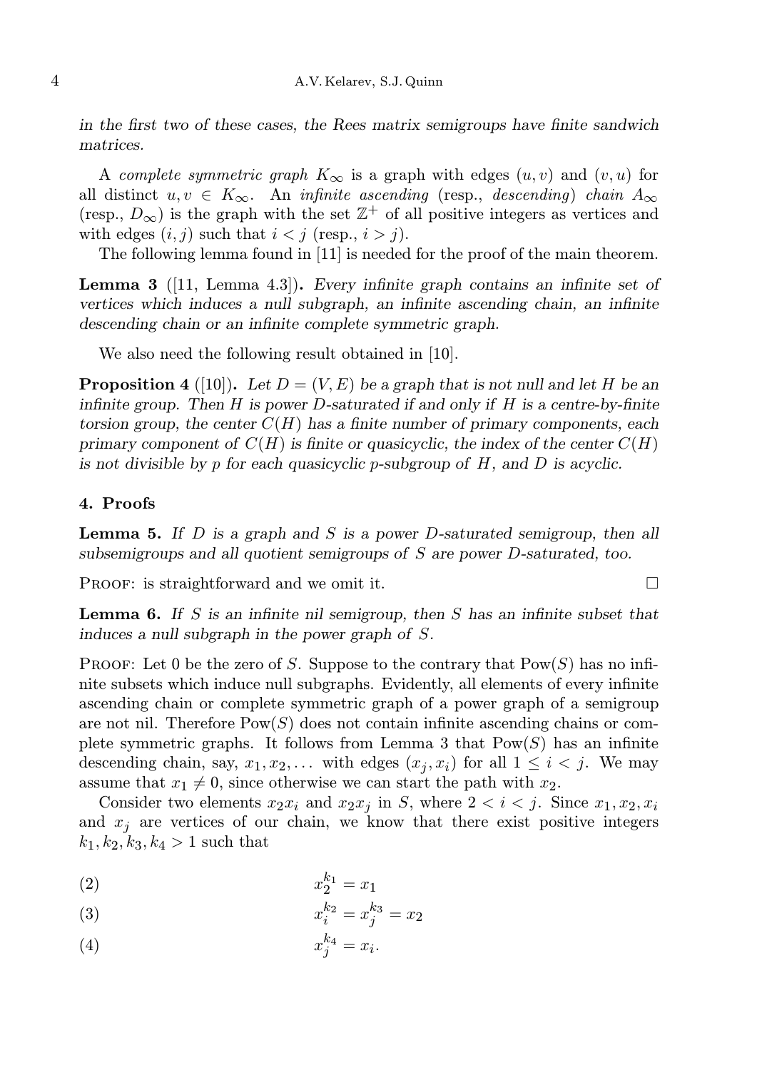*in the first two of these cases, the Rees matrix semigroups have finite sandwich matrices.*

A *complete symmetric graph* $K_\infty$ is a graph with edges $(u,v)$ and $(v,u)$ for all distinct $u, v \in K_\infty$. An *infinite ascending* (resp., *descending*) *chain* $A_\infty$ (resp., $D_\infty$) is the graph with the set $\mathbb{Z}^+$ of all positive integers as vertices and with edges $(i,j)$ such that $i < j$ (resp., $i > j$).

The following lemma found in [11] is needed for the proof of the main theorem.

**Lemma 3** ([11, Lemma 4.3])**.** *Every infinite graph contains an infinite set of vertices which induces a null subgraph, an infinite ascending chain, an infinite descending chain or an infinite complete symmetric graph.*

We also need the following result obtained in [10].

**Proposition 4** ([10])**.** *Let $D = (V,E)$ be a graph that is not null and let $H$ be an infinite group. Then $H$ is power $D$-saturated if and only if $H$ is a centre-by-finite torsion group, the center $C(H)$ has a finite number of primary components, each primary component of $C(H)$ is finite or quasicyclic, the index of the center $C(H)$ is not divisible by $p$ for each quasicyclic $p$-subgroup of $H$, and $D$ is acyclic.*

## 4. Proofs

**Lemma 5.** *If $D$ is a graph and $S$ is a power $D$-saturated semigroup, then all subsemigroups and all quotient semigroups of $S$ are power $D$-saturated, too.*

Proof: is straightforward and we omit it. □

**Lemma 6.** *If $S$ is an infinite nil semigroup, then $S$ has an infinite subset that induces a null subgraph in the power graph of $S$.*

Proof: Let 0 be the zero of $S$. Suppose to the contrary that $\mathrm{Pow}(S)$ has no infinite subsets which induce null subgraphs. Evidently, all elements of every infinite ascending chain or complete symmetric graph of a power graph of a semigroup are not nil. Therefore $\mathrm{Pow}(S)$ does not contain infinite ascending chains or complete symmetric graphs. It follows from Lemma 3 that $\mathrm{Pow}(S)$ has an infinite descending chain, say, $x_1, x_2, \dots$ with edges $(x_j, x_i)$ for all $1 \le i < j$. We may assume that $x_1 \neq 0$, since otherwise we can start the path with $x_2$.

Consider two elements $x_2 x_i$ and $x_2 x_j$ in $S$, where $2 < i < j$. Since $x_1, x_2, x_i$ and $x_j$ are vertices of our chain, we know that there exist positive integers $k_1, k_2, k_3, k_4 > 1$ such that

$$x_2^{k_1} = x_1 \tag{2}$$

$$x_i^{k_2} = x_j^{k_3} = x_2 \tag{3}$$

$$x_j^{k_4} = x_i. \tag{4}$$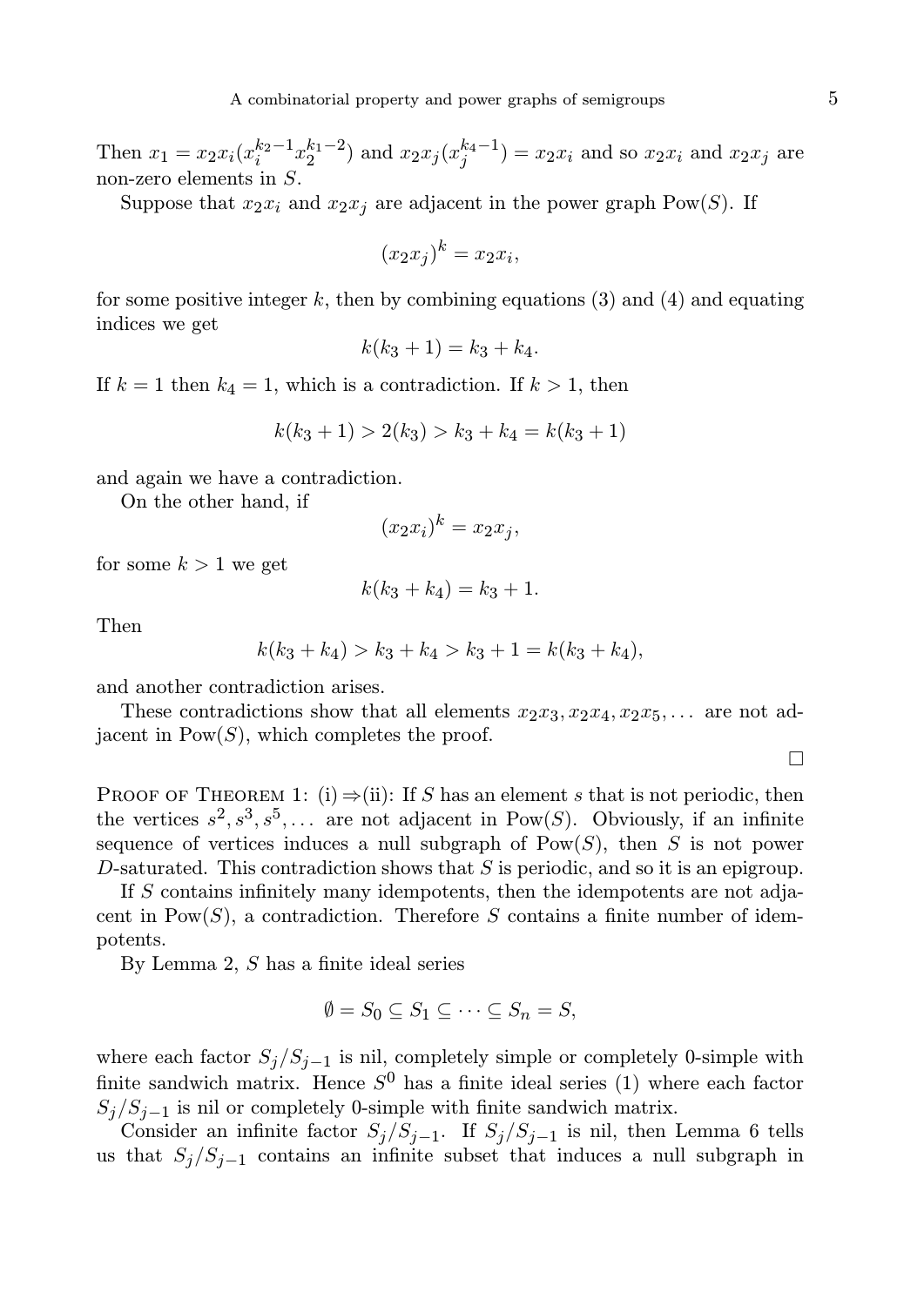Then $x_1 = x_2 x_i (x_i^{k_2-1} x_2^{k_1-2})$ and $x_2 x_j (x_j^{k_4-1}) = x_2 x_i$ and so $x_2 x_i$ and $x_2 x_j$ are non-zero elements in $S$.

Suppose that $x_2 x_i$ and $x_2 x_j$ are adjacent in the power graph $\mathrm{Pow}(S)$. If

$$(x_2 x_j)^k = x_2 x_i,$$

for some positive integer $k$, then by combining equations (3) and (4) and equating indices we get

$$k(k_3 + 1) = k_3 + k_4.$$

If $k = 1$ then $k_4 = 1$, which is a contradiction. If $k > 1$, then

$$k(k_3 + 1) > 2(k_3) > k_3 + k_4 = k(k_3 + 1)$$

and again we have a contradiction.

On the other hand, if

$$(x_2 x_i)^k = x_2 x_j,$$

for some $k > 1$ we get

$$k(k_3 + k_4) = k_3 + 1.$$

Then

$$k(k_3 + k_4) > k_3 + k_4 > k_3 + 1 = k(k_3 + k_4),$$

and another contradiction arises.

These contradictions show that all elements $x_2 x_3, x_2 x_4, x_2 x_5, \ldots$ are not adjacent in $\mathrm{Pow}(S)$, which completes the proof.

□

Proof of Theorem 1: (i)$\Rightarrow$(ii): If $S$ has an element $s$ that is not periodic, then the vertices $s^2, s^3, s^5, \ldots$ are not adjacent in $\mathrm{Pow}(S)$. Obviously, if an infinite sequence of vertices induces a null subgraph of $\mathrm{Pow}(S)$, then $S$ is not power $D$-saturated. This contradiction shows that $S$ is periodic, and so it is an epigroup.

If $S$ contains infinitely many idempotents, then the idempotents are not adjacent in $\mathrm{Pow}(S)$, a contradiction. Therefore $S$ contains a finite number of idempotents.

By Lemma 2, $S$ has a finite ideal series

$$\emptyset = S_0 \subseteq S_1 \subseteq \cdots \subseteq S_n = S,$$

where each factor $S_j/S_{j-1}$ is nil, completely simple or completely 0-simple with finite sandwich matrix. Hence $S^0$ has a finite ideal series (1) where each factor $S_j/S_{j-1}$ is nil or completely 0-simple with finite sandwich matrix.

Consider an infinite factor $S_j/S_{j-1}$. If $S_j/S_{j-1}$ is nil, then Lemma 6 tells us that $S_j/S_{j-1}$ contains an infinite subset that induces a null subgraph in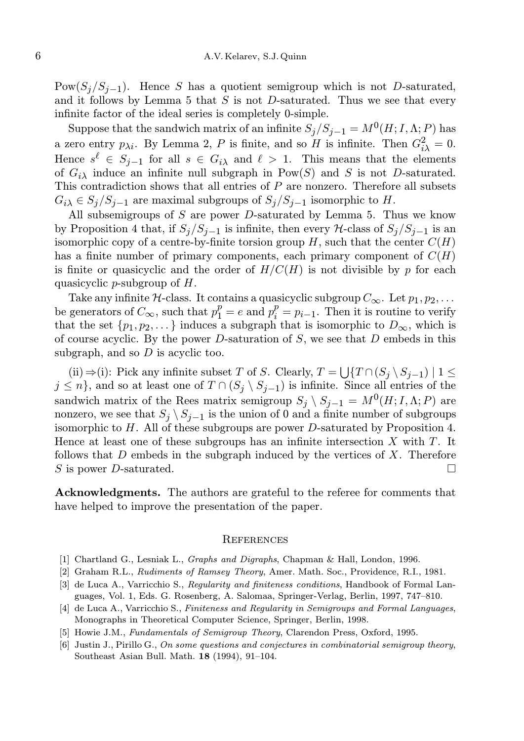$\mathrm{Pow}(S_j/S_{j-1})$. Hence $S$ has a quotient semigroup which is not $D$-saturated, and it follows by Lemma 5 that $S$ is not $D$-saturated. Thus we see that every infinite factor of the ideal series is completely 0-simple.

Suppose that the sandwich matrix of an infinite $S_j/S_{j-1} = M^0(H; I, \Lambda; P)$ has a zero entry $p_{\lambda i}$. By Lemma 2, $P$ is finite, and so $H$ is infinite. Then $G_{i\lambda}^2 = 0$. Hence $s^\ell \in S_{j-1}$ for all $s \in G_{i\lambda}$ and $\ell > 1$. This means that the elements of $G_{i\lambda}$ induce an infinite null subgraph in $\mathrm{Pow}(S)$ and $S$ is not $D$-saturated. This contradiction shows that all entries of $P$ are nonzero. Therefore all subsets $G_{i\lambda} \in S_j/S_{j-1}$ are maximal subgroups of $S_j/S_{j-1}$ isomorphic to $H$.

All subsemigroups of $S$ are power $D$-saturated by Lemma 5. Thus we know by Proposition 4 that, if $S_j/S_{j-1}$ is infinite, then every $\mathcal{H}$-class of $S_j/S_{j-1}$ is an isomorphic copy of a centre-by-finite torsion group $H$, such that the center $C(H)$ has a finite number of primary components, each primary component of $C(H)$ is finite or quasicyclic and the order of $H/C(H)$ is not divisible by $p$ for each quasicyclic $p$-subgroup of $H$.

Take any infinite $\mathcal{H}$-class. It contains a quasicyclic subgroup $C_\infty$. Let $p_1, p_2, \dots$ be generators of $C_\infty$, such that $p_1^p = e$ and $p_i^p = p_{i-1}$. Then it is routine to verify that the set $\{p_1, p_2, \dots\}$ induces a subgraph that is isomorphic to $D_\infty$, which is of course acyclic. By the power $D$-saturation of $S$, we see that $D$ embeds in this subgraph, and so $D$ is acyclic too.

(ii) $\Rightarrow$(i): Pick any infinite subset $T$ of $S$. Clearly, $T = \bigcup\{T \cap (S_j \setminus S_{j-1}) \mid 1 \leq j \leq n\}$, and so at least one of $T \cap (S_j \setminus S_{j-1})$ is infinite. Since all entries of the sandwich matrix of the Rees matrix semigroup $S_j \setminus S_{j-1} = M^0(H; I, \Lambda; P)$ are nonzero, we see that $S_j \setminus S_{j-1}$ is the union of 0 and a finite number of subgroups isomorphic to $H$. All of these subgroups are power $D$-saturated by Proposition 4. Hence at least one of these subgroups has an infinite intersection $X$ with $T$. It follows that $D$ embeds in the subgraph induced by the vertices of $X$. Therefore $S$ is power $D$-saturated. □

**Acknowledgments.** The authors are grateful to the referee for comments that have helped to improve the presentation of the paper.

## References

[1] Chartland G., Lesniak L., *Graphs and Digraphs*, Chapman & Hall, London, 1996.

[2] Graham R.L., *Rudiments of Ramsey Theory*, Amer. Math. Soc., Providence, R.I., 1981.

[3] de Luca A., Varricchio S., *Regularity and finiteness conditions*, Handbook of Formal Languages, Vol. 1, Eds. G. Rosenberg, A. Salomaa, Springer-Verlag, Berlin, 1997, 747–810.

[4] de Luca A., Varricchio S., *Finiteness and Regularity in Semigroups and Formal Languages*, Monographs in Theoretical Computer Science, Springer, Berlin, 1998.

[5] Howie J.M., *Fundamentals of Semigroup Theory*, Clarendon Press, Oxford, 1995.

[6] Justin J., Pirillo G., *On some questions and conjectures in combinatorial semigroup theory*, Southeast Asian Bull. Math. **18** (1994), 91–104.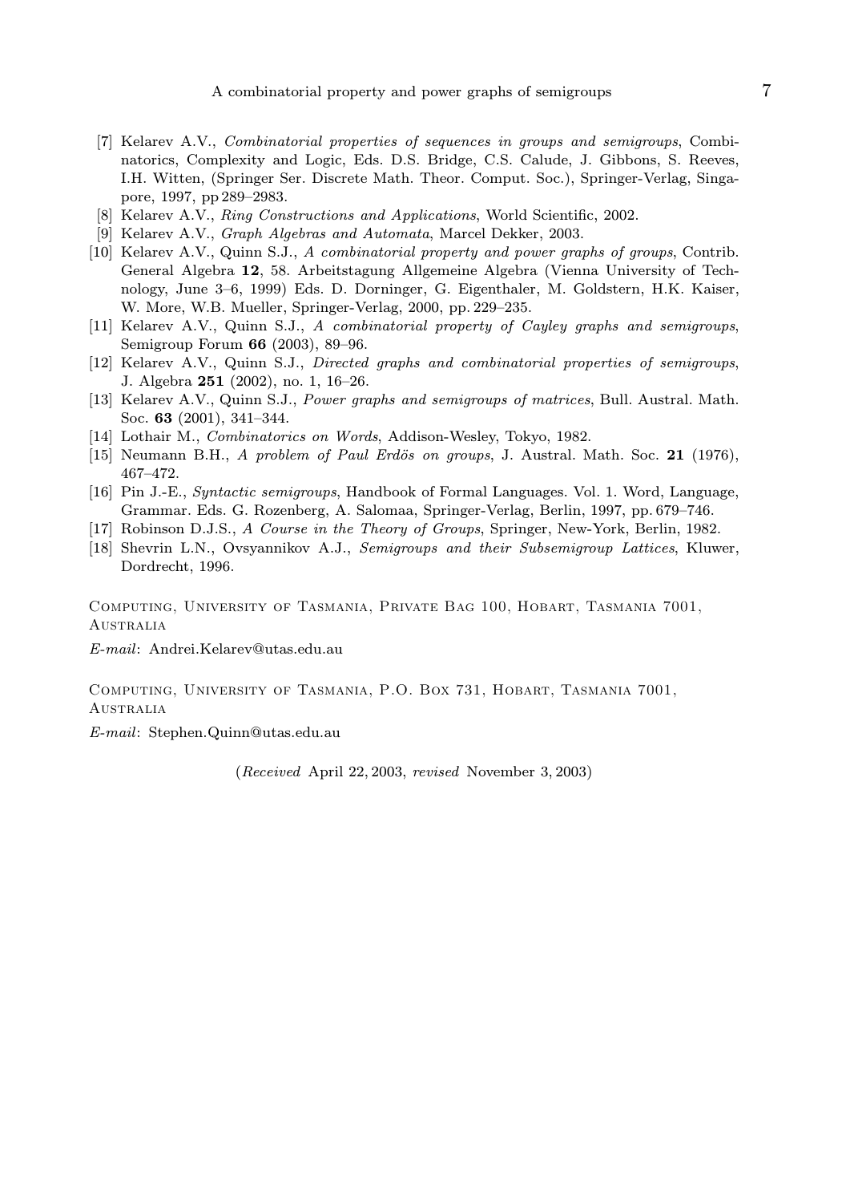[7] Kelarev A.V., *Combinatorial properties of sequences in groups and semigroups*, Combinatorics, Complexity and Logic, Eds. D.S. Bridge, C.S. Calude, J. Gibbons, S. Reeves, I.H. Witten, (Springer Ser. Discrete Math. Theor. Comput. Soc.), Springer-Verlag, Singapore, 1997, pp 289–2983.

[8] Kelarev A.V., *Ring Constructions and Applications*, World Scientific, 2002.

[9] Kelarev A.V., *Graph Algebras and Automata*, Marcel Dekker, 2003.

[10] Kelarev A.V., Quinn S.J., *A combinatorial property and power graphs of groups*, Contrib. General Algebra **12**, 58. Arbeitstagung Allgemeine Algebra (Vienna University of Technology, June 3–6, 1999) Eds. D. Dorninger, G. Eigenthaler, M. Goldstern, H.K. Kaiser, W. More, W.B. Mueller, Springer-Verlag, 2000, pp. 229–235.

[11] Kelarev A.V., Quinn S.J., *A combinatorial property of Cayley graphs and semigroups*, Semigroup Forum **66** (2003), 89–96.

[12] Kelarev A.V., Quinn S.J., *Directed graphs and combinatorial properties of semigroups*, J. Algebra **251** (2002), no. 1, 16–26.

[13] Kelarev A.V., Quinn S.J., *Power graphs and semigroups of matrices*, Bull. Austral. Math. Soc. **63** (2001), 341–344.

[14] Lothair M., *Combinatorics on Words*, Addison-Wesley, Tokyo, 1982.

[15] Neumann B.H., *A problem of Paul Erdös on groups*, J. Austral. Math. Soc. **21** (1976), 467–472.

[16] Pin J.-E., *Syntactic semigroups*, Handbook of Formal Languages. Vol. 1. Word, Language, Grammar. Eds. G. Rozenberg, A. Salomaa, Springer-Verlag, Berlin, 1997, pp. 679–746.

[17] Robinson D.J.S., *A Course in the Theory of Groups*, Springer, New-York, Berlin, 1982.

[18] Shevrin L.N., Ovsyannikov A.J., *Semigroups and their Subsemigroup Lattices*, Kluwer, Dordrecht, 1996.

Computing, University of Tasmania, Private Bag 100, Hobart, Tasmania 7001, Australia

*E-mail*: Andrei.Kelarev@utas.edu.au

Computing, University of Tasmania, P.O. Box 731, Hobart, Tasmania 7001, Australia

*E-mail*: Stephen.Quinn@utas.edu.au

(*Received* April 22, 2003, *revised* November 3, 2003)